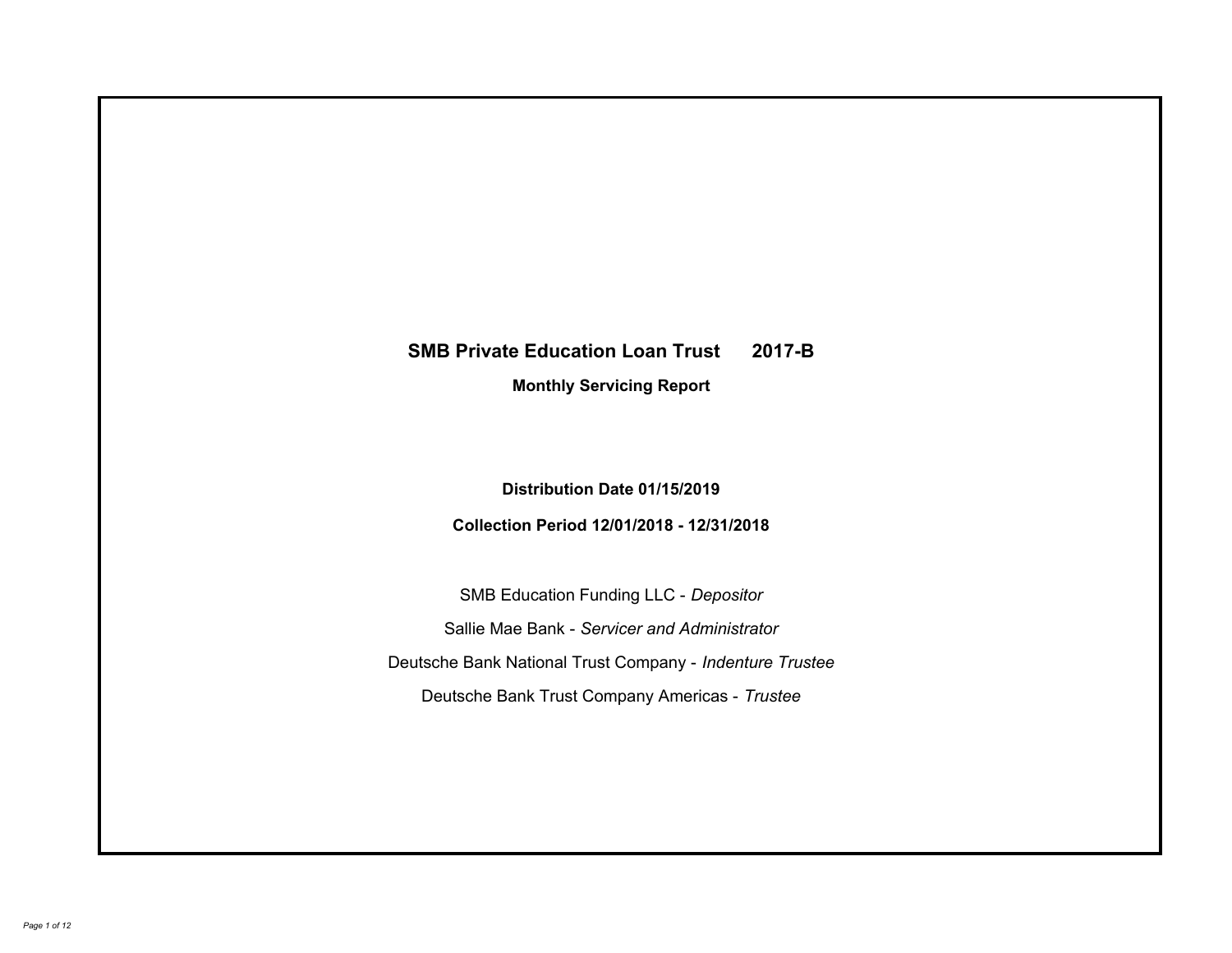# SMB Private Education Loan Trust 2017-B

**Monthly Servicing Report**

**Distribution Date 01/15/2019**

**Collection Period 12/01/2018 - 12/31/2018**

SMB Education Funding LLC - *Depositor*

Sallie Mae Bank - *Servicer and Administrator*

Deutsche Bank National Trust Company - *Indenture Trustee*

Deutsche Bank Trust Company Americas - *Trustee*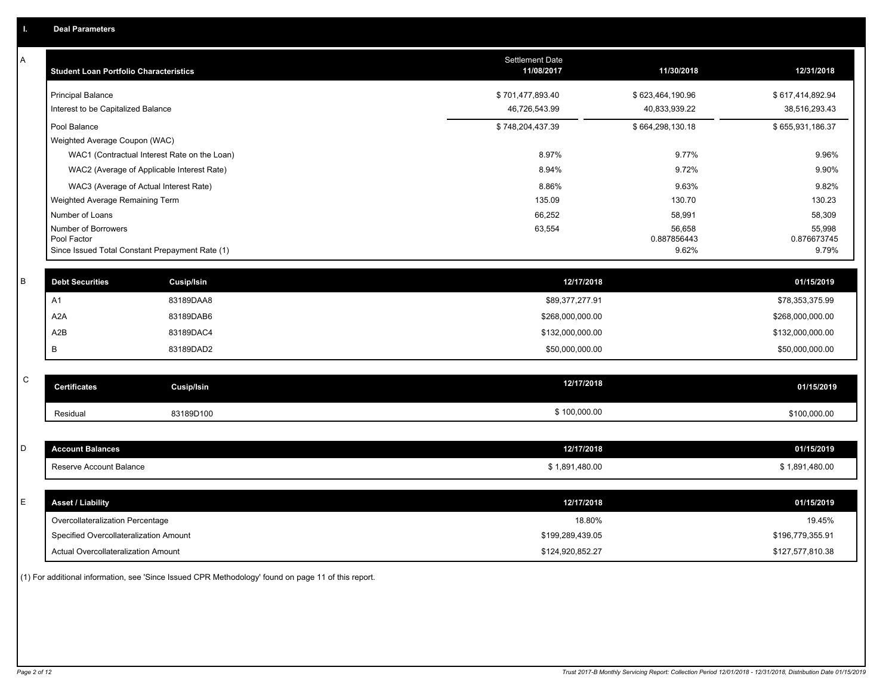## I. Deal Parameters

### A

| Student Loan Portfolio Characteristics | Settlement Date 11/08/2017 | 11/30/2018 | 12/31/2018 |
|---|---|---|---|
| Principal Balance | $ 701,477,893.40 | $ 623,464,190.96 | $ 617,414,892.94 |
| Interest to be Capitalized Balance | 46,726,543.99 | 40,833,939.22 | 38,516,293.43 |
| Pool Balance | $ 748,204,437.39 | $ 664,298,130.18 | $ 655,931,186.37 |
| Weighted Average Coupon (WAC) | | | |
| WAC1 (Contractual Interest Rate on the Loan) | 8.97% | 9.77% | 9.96% |
| WAC2 (Average of Applicable Interest Rate) | 8.94% | 9.72% | 9.90% |
| WAC3 (Average of Actual Interest Rate) | 8.86% | 9.63% | 9.82% |
| Weighted Average Remaining Term | 135.09 | 130.70 | 130.23 |
| Number of Loans | 66,252 | 58,991 | 58,309 |
| Number of Borrowers | 63,554 | 56,658 | 55,998 |
| Pool Factor | | 0.887856443 | 0.876673745 |
| Since Issued Total Constant Prepayment Rate (1) | | 9.62% | 9.79% |

### B

| Debt Securities | Cusip/Isin | 12/17/2018 | 01/15/2019 |
|---|---|---|---|
| A1 | 83189DAA8 | $89,377,277.91 | $78,353,375.99 |
| A2A | 83189DAB6 | $268,000,000.00 | $268,000,000.00 |
| A2B | 83189DAC4 | $132,000,000.00 | $132,000,000.00 |
| B | 83189DAD2 | $50,000,000.00 | $50,000,000.00 |

### C

| Certificates | Cusip/Isin | 12/17/2018 | 01/15/2019 |
|---|---|---|---|
| Residual | 83189D100 | $ 100,000.00 | $100,000.00 |

### D

| Account Balances | 12/17/2018 | 01/15/2019 |
|---|---|---|
| Reserve Account Balance | $ 1,891,480.00 | $ 1,891,480.00 |

### E

| Asset / Liability | 12/17/2018 | 01/15/2019 |
|---|---|---|
| Overcollateralization Percentage | 18.80% | 19.45% |
| Specified Overcollateralization Amount | $199,289,439.05 | $196,779,355.91 |
| Actual Overcollateralization Amount | $124,920,852.27 | $127,577,810.38 |

(1) For additional information, see 'Since Issued CPR Methodology' found on page 11 of this report.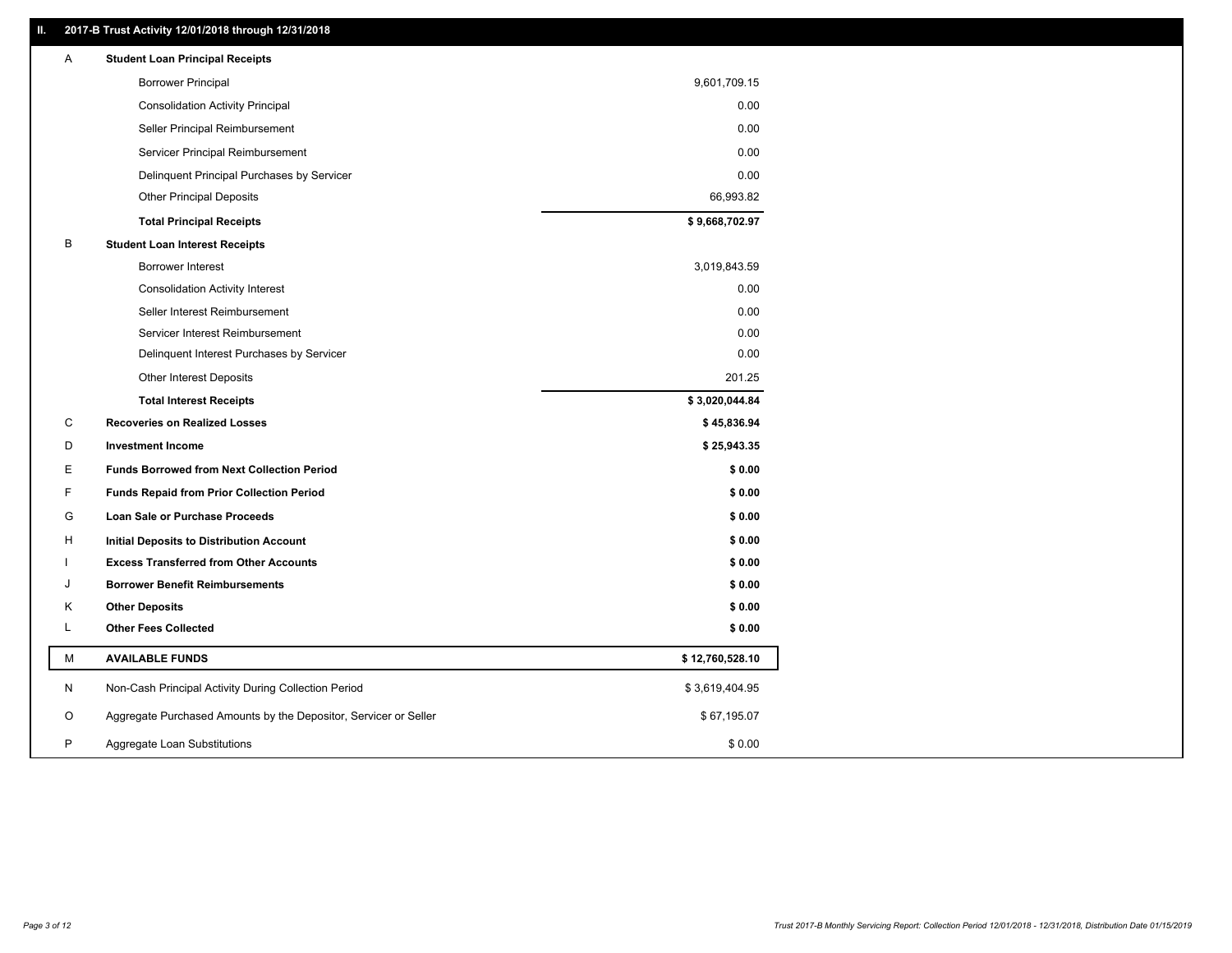## II. 2017-B Trust Activity 12/01/2018 through 12/31/2018

| | | |
|---|---|---|
| A | **Student Loan Principal Receipts** | |
| | Borrower Principal | 9,601,709.15 |
| | Consolidation Activity Principal | 0.00 |
| | Seller Principal Reimbursement | 0.00 |
| | Servicer Principal Reimbursement | 0.00 |
| | Delinquent Principal Purchases by Servicer | 0.00 |
| | Other Principal Deposits | 66,993.82 |
| | **Total Principal Receipts** | **$ 9,668,702.97** |
| B | **Student Loan Interest Receipts** | |
| | Borrower Interest | 3,019,843.59 |
| | Consolidation Activity Interest | 0.00 |
| | Seller Interest Reimbursement | 0.00 |
| | Servicer Interest Reimbursement | 0.00 |
| | Delinquent Interest Purchases by Servicer | 0.00 |
| | Other Interest Deposits | 201.25 |
| | **Total Interest Receipts** | **$ 3,020,044.84** |
| C | **Recoveries on Realized Losses** | **$ 45,836.94** |
| D | **Investment Income** | **$ 25,943.35** |
| E | **Funds Borrowed from Next Collection Period** | **$ 0.00** |
| F | **Funds Repaid from Prior Collection Period** | **$ 0.00** |
| G | **Loan Sale or Purchase Proceeds** | **$ 0.00** |
| H | **Initial Deposits to Distribution Account** | **$ 0.00** |
| I | **Excess Transferred from Other Accounts** | **$ 0.00** |
| J | **Borrower Benefit Reimbursements** | **$ 0.00** |
| K | **Other Deposits** | **$ 0.00** |
| L | **Other Fees Collected** | **$ 0.00** |
| M | **AVAILABLE FUNDS** | **$ 12,760,528.10** |
| N | Non-Cash Principal Activity During Collection Period | $ 3,619,404.95 |
| O | Aggregate Purchased Amounts by the Depositor, Servicer or Seller | $ 67,195.07 |
| P | Aggregate Loan Substitutions | $ 0.00 |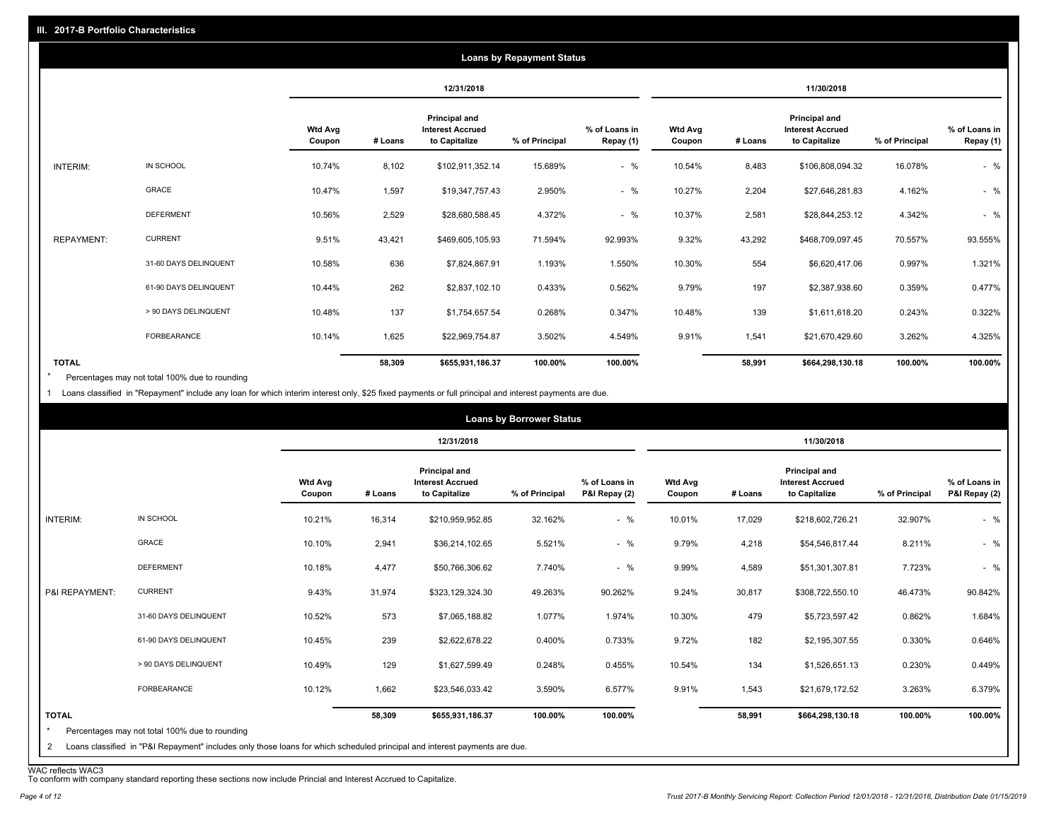## III. 2017-B Portfolio Characteristics

### Loans by Repayment Status

| | | 12/31/2018 | | | | | 11/30/2018 | | | | |
|---|---|---|---|---|---|---|---|---|---|---|---|
| | | Wtd Avg Coupon | # Loans | Principal and Interest Accrued to Capitalize | % of Principal | % of Loans in Repay (1) | Wtd Avg Coupon | # Loans | Principal and Interest Accrued to Capitalize | % of Principal | % of Loans in Repay (1) |
| INTERIM: | IN SCHOOL | 10.74% | 8,102 | $102,911,352.14 | 15.689% | - % | 10.54% | 8,483 | $106,808,094.32 | 16.078% | - % |
| | GRACE | 10.47% | 1,597 | $19,347,757.43 | 2.950% | - % | 10.27% | 2,204 | $27,646,281.83 | 4.162% | - % |
| | DEFERMENT | 10.56% | 2,529 | $28,680,588.45 | 4.372% | - % | 10.37% | 2,581 | $28,844,253.12 | 4.342% | - % |
| REPAYMENT: | CURRENT | 9.51% | 43,421 | $469,605,105.93 | 71.594% | 92.993% | 9.32% | 43,292 | $468,709,097.45 | 70.557% | 93.555% |
| | 31-60 DAYS DELINQUENT | 10.58% | 636 | $7,824,867.91 | 1.193% | 1.550% | 10.30% | 554 | $6,620,417.06 | 0.997% | 1.321% |
| | 61-90 DAYS DELINQUENT | 10.44% | 262 | $2,837,102.10 | 0.433% | 0.562% | 9.79% | 197 | $2,387,938.60 | 0.359% | 0.477% |
| | > 90 DAYS DELINQUENT | 10.48% | 137 | $1,754,657.54 | 0.268% | 0.347% | 10.48% | 139 | $1,611,618.20 | 0.243% | 0.322% |
| | FORBEARANCE | 10.14% | 1,625 | $22,969,754.87 | 3.502% | 4.549% | 9.91% | 1,541 | $21,670,429.60 | 3.262% | 4.325% |
| TOTAL | | | 58,309 | $655,931,186.37 | 100.00% | 100.00% | | 58,991 | $664,298,130.18 | 100.00% | 100.00% |

* Percentages may not total 100% due to rounding

1 Loans classified in "Repayment" include any loan for which interim interest only, $25 fixed payments or full principal and interest payments are due.

### Loans by Borrower Status

| | | 12/31/2018 | | | | | 11/30/2018 | | | | |
|---|---|---|---|---|---|---|---|---|---|---|---|
| | | Wtd Avg Coupon | # Loans | Principal and Interest Accrued to Capitalize | % of Principal | % of Loans in P&I Repay (2) | Wtd Avg Coupon | # Loans | Principal and Interest Accrued to Capitalize | % of Principal | % of Loans in P&I Repay (2) |
| INTERIM: | IN SCHOOL | 10.21% | 16,314 | $210,959,952.85 | 32.162% | - % | 10.01% | 17,029 | $218,602,726.21 | 32.907% | - % |
| | GRACE | 10.10% | 2,941 | $36,214,102.65 | 5.521% | - % | 9.79% | 4,218 | $54,546,817.44 | 8.211% | - % |
| | DEFERMENT | 10.18% | 4,477 | $50,766,306.62 | 7.740% | - % | 9.99% | 4,589 | $51,301,307.81 | 7.723% | - % |
| P&I REPAYMENT: | CURRENT | 9.43% | 31,974 | $323,129,324.30 | 49.263% | 90.262% | 9.24% | 30,817 | $308,722,550.10 | 46.473% | 90.842% |
| | 31-60 DAYS DELINQUENT | 10.52% | 573 | $7,065,188.82 | 1.077% | 1.974% | 10.30% | 479 | $5,723,597.42 | 0.862% | 1.684% |
| | 61-90 DAYS DELINQUENT | 10.45% | 239 | $2,622,678.22 | 0.400% | 0.733% | 9.72% | 182 | $2,195,307.55 | 0.330% | 0.646% |
| | > 90 DAYS DELINQUENT | 10.49% | 129 | $1,627,599.49 | 0.248% | 0.455% | 10.54% | 134 | $1,526,651.13 | 0.230% | 0.449% |
| | FORBEARANCE | 10.12% | 1,662 | $23,546,033.42 | 3.590% | 6.577% | 9.91% | 1,543 | $21,679,172.52 | 3.263% | 6.379% |
| TOTAL | | | 58,309 | $655,931,186.37 | 100.00% | 100.00% | | 58,991 | $664,298,130.18 | 100.00% | 100.00% |

* Percentages may not total 100% due to rounding

2 Loans classified in "P&I Repayment" includes only those loans for which scheduled principal and interest payments are due.

WAC reflects WAC3

To conform with company standard reporting these sections now include Princial and Interest Accrued to Capitalize.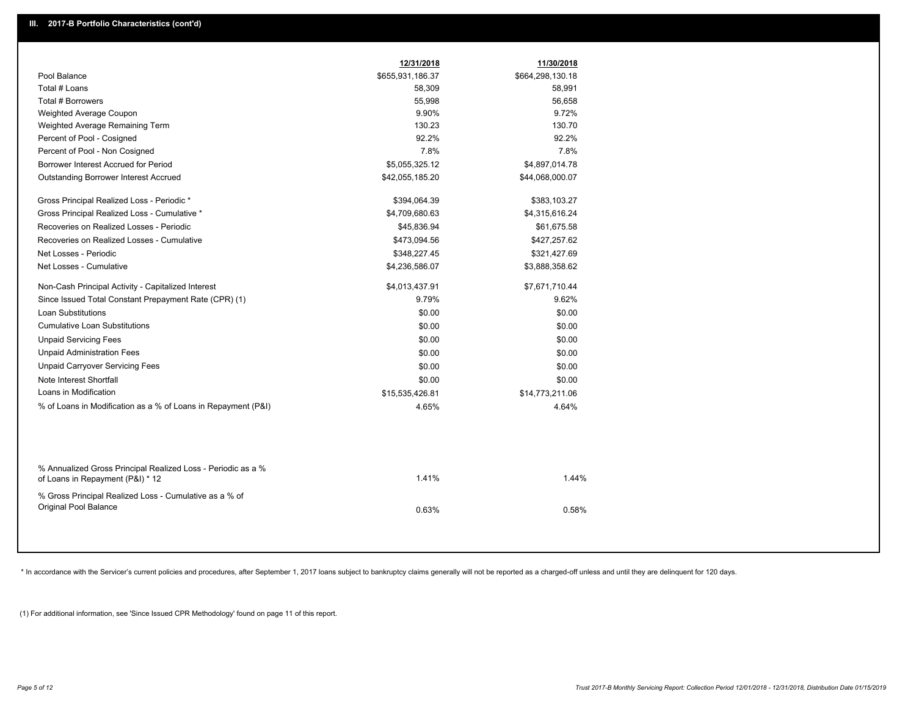## III. 2017-B Portfolio Characteristics (cont'd)

| | 12/31/2018 | 11/30/2018 |
|---|---|---|
| Pool Balance | $655,931,186.37 | $664,298,130.18 |
| Total # Loans | 58,309 | 58,991 |
| Total # Borrowers | 55,998 | 56,658 |
| Weighted Average Coupon | 9.90% | 9.72% |
| Weighted Average Remaining Term | 130.23 | 130.70 |
| Percent of Pool - Cosigned | 92.2% | 92.2% |
| Percent of Pool - Non Cosigned | 7.8% | 7.8% |
| Borrower Interest Accrued for Period | $5,055,325.12 | $4,897,014.78 |
| Outstanding Borrower Interest Accrued | $42,055,185.20 | $44,068,000.07 |
| Gross Principal Realized Loss - Periodic * | $394,064.39 | $383,103.27 |
| Gross Principal Realized Loss - Cumulative * | $4,709,680.63 | $4,315,616.24 |
| Recoveries on Realized Losses - Periodic | $45,836.94 | $61,675.58 |
| Recoveries on Realized Losses - Cumulative | $473,094.56 | $427,257.62 |
| Net Losses - Periodic | $348,227.45 | $321,427.69 |
| Net Losses - Cumulative | $4,236,586.07 | $3,888,358.62 |
| Non-Cash Principal Activity - Capitalized Interest | $4,013,437.91 | $7,671,710.44 |
| Since Issued Total Constant Prepayment Rate (CPR) (1) | 9.79% | 9.62% |
| Loan Substitutions | $0.00 | $0.00 |
| Cumulative Loan Substitutions | $0.00 | $0.00 |
| Unpaid Servicing Fees | $0.00 | $0.00 |
| Unpaid Administration Fees | $0.00 | $0.00 |
| Unpaid Carryover Servicing Fees | $0.00 | $0.00 |
| Note Interest Shortfall | $0.00 | $0.00 |
| Loans in Modification | $15,535,426.81 | $14,773,211.06 |
| % of Loans in Modification as a % of Loans in Repayment (P&I) | 4.65% | 4.64% |
| % Annualized Gross Principal Realized Loss - Periodic as a % of Loans in Repayment (P&I) * 12 | 1.41% | 1.44% |
| % Gross Principal Realized Loss - Cumulative as a % of Original Pool Balance | 0.63% | 0.58% |

* In accordance with the Servicer's current policies and procedures, after September 1, 2017 loans subject to bankruptcy claims generally will not be reported as a charged-off unless and until they are delinquent for 120 days.

(1) For additional information, see 'Since Issued CPR Methodology' found on page 11 of this report.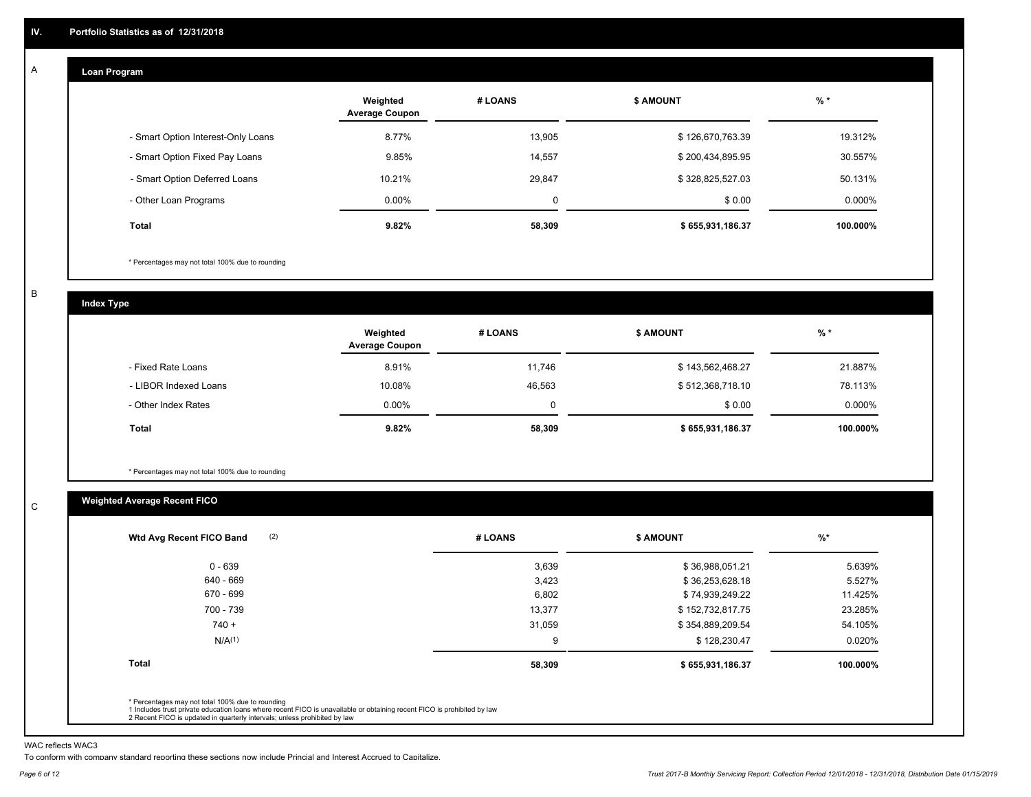## IV. Portfolio Statistics as of 12/31/2018

### A Loan Program

| | Weighted Average Coupon | # LOANS | $ AMOUNT | % * |
|---|---|---|---|---|
| - Smart Option Interest-Only Loans | 8.77% | 13,905 | $ 126,670,763.39 | 19.312% |
| - Smart Option Fixed Pay Loans | 9.85% | 14,557 | $ 200,434,895.95 | 30.557% |
| - Smart Option Deferred Loans | 10.21% | 29,847 | $ 328,825,527.03 | 50.131% |
| - Other Loan Programs | 0.00% | 0 | $ 0.00 | 0.000% |
| **Total** | **9.82%** | **58,309** | **$ 655,931,186.37** | **100.000%** |

* Percentages may not total 100% due to rounding

### B Index Type

| | Weighted Average Coupon | # LOANS | $ AMOUNT | % * |
|---|---|---|---|---|
| - Fixed Rate Loans | 8.91% | 11,746 | $ 143,562,468.27 | 21.887% |
| - LIBOR Indexed Loans | 10.08% | 46,563 | $ 512,368,718.10 | 78.113% |
| - Other Index Rates | 0.00% | 0 | $ 0.00 | 0.000% |
| **Total** | **9.82%** | **58,309** | **$ 655,931,186.37** | **100.000%** |

* Percentages may not total 100% due to rounding

### C Weighted Average Recent FICO

| Wtd Avg Recent FICO Band (2) | # LOANS | $ AMOUNT | %* |
|---|---|---|---|
| 0 - 639 | 3,639 | $ 36,988,051.21 | 5.639% |
| 640 - 669 | 3,423 | $ 36,253,628.18 | 5.527% |
| 670 - 699 | 6,802 | $ 74,939,249.22 | 11.425% |
| 700 - 739 | 13,377 | $ 152,732,817.75 | 23.285% |
| 740 + | 31,059 | $ 354,889,209.54 | 54.105% |
| N/A(1) | 9 | $ 128,230.47 | 0.020% |
| **Total** | **58,309** | **$ 655,931,186.37** | **100.000%** |

* Percentages may not total 100% due to rounding
1 Includes trust private education loans where recent FICO is unavailable or obtaining recent FICO is prohibited by law
2 Recent FICO is updated in quarterly intervals; unless prohibited by law

WAC reflects WAC3
To conform with company standard reporting these sections now include Princial and Interest Accrued to Capitalize.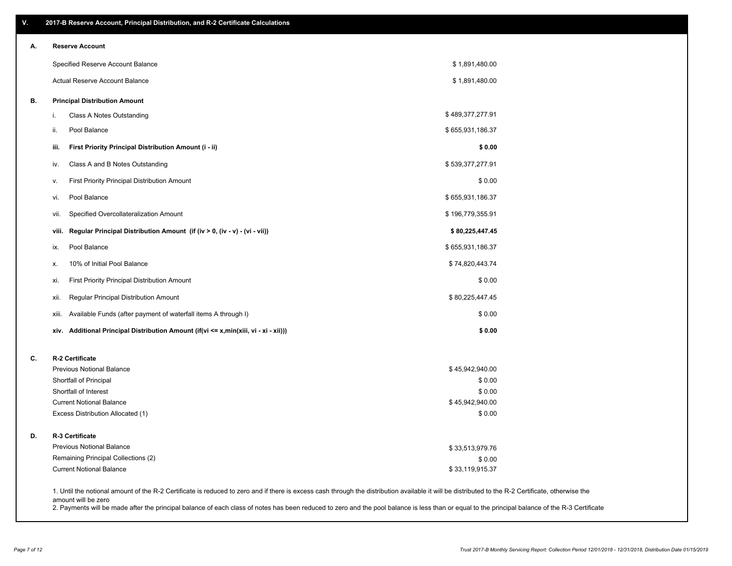## V. 2017-B Reserve Account, Principal Distribution, and R-2 Certificate Calculations

### A. Reserve Account

| | |
|---|---|
| Specified Reserve Account Balance | $ 1,891,480.00 |
| Actual Reserve Account Balance | $ 1,891,480.00 |

### B. Principal Distribution Amount

| | | |
|---|---|---|
| i. | Class A Notes Outstanding | $ 489,377,277.91 |
| ii. | Pool Balance | $ 655,931,186.37 |
| **iii.** | **First Priority Principal Distribution Amount (i - ii)** | **$ 0.00** |
| iv. | Class A and B Notes Outstanding | $ 539,377,277.91 |
| v. | First Priority Principal Distribution Amount | $ 0.00 |
| vi. | Pool Balance | $ 655,931,186.37 |
| vii. | Specified Overcollateralization Amount | $ 196,779,355.91 |
| **viii.** | **Regular Principal Distribution Amount (if (iv > 0, (iv - v) - (vi - vii))** | **$ 80,225,447.45** |
| ix. | Pool Balance | $ 655,931,186.37 |
| x. | 10% of Initial Pool Balance | $ 74,820,443.74 |
| xi. | First Priority Principal Distribution Amount | $ 0.00 |
| xii. | Regular Principal Distribution Amount | $ 80,225,447.45 |
| xiii. | Available Funds (after payment of waterfall items A through I) | $ 0.00 |
| **xiv.** | **Additional Principal Distribution Amount (if(vi <= x,min(xiii, vi - xi - xii)))** | **$ 0.00** |

### C. R-2 Certificate

| | |
|---|---|
| Previous Notional Balance | $ 45,942,940.00 |
| Shortfall of Principal | $ 0.00 |
| Shortfall of Interest | $ 0.00 |
| Current Notional Balance | $ 45,942,940.00 |
| Excess Distribution Allocated (1) | $ 0.00 |

### D. R-3 Certificate

| | |
|---|---|
| Previous Notional Balance | $ 33,513,979.76 |
| Remaining Principal Collections (2) | $ 0.00 |
| Current Notional Balance | $ 33,119,915.37 |

1. Until the notional amount of the R-2 Certificate is reduced to zero and if there is excess cash through the distribution available it will be distributed to the R-2 Certificate, otherwise the amount will be zero
2. Payments will be made after the principal balance of each class of notes has been reduced to zero and the pool balance is less than or equal to the principal balance of the R-3 Certificate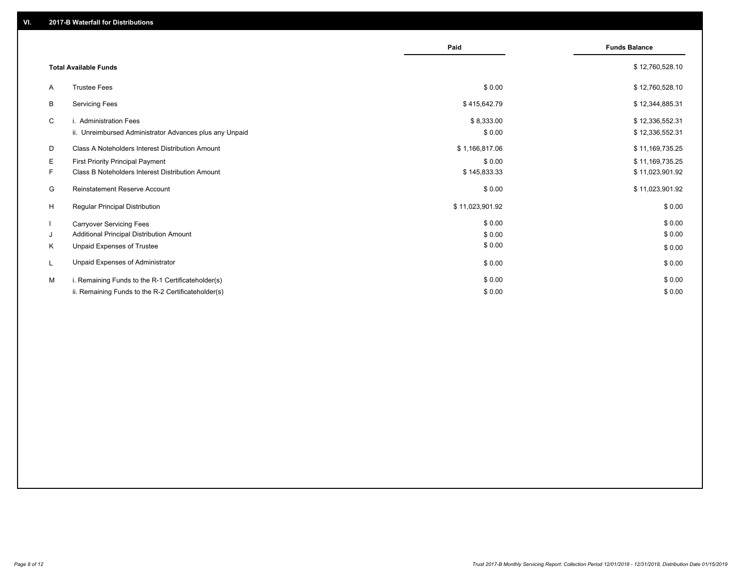## VI. 2017-B Waterfall for Distributions

| | | Paid | Funds Balance |
|---|---|---|---|
| | **Total Available Funds** | | $ 12,760,528.10 |
| A | Trustee Fees | $ 0.00 | $ 12,760,528.10 |
| B | Servicing Fees | $ 415,642.79 | $ 12,344,885.31 |
| C | i. Administration Fees | $ 8,333.00 | $ 12,336,552.31 |
| | ii. Unreimbursed Administrator Advances plus any Unpaid | $ 0.00 | $ 12,336,552.31 |
| D | Class A Noteholders Interest Distribution Amount | $ 1,166,817.06 | $ 11,169,735.25 |
| E | First Priority Principal Payment | $ 0.00 | $ 11,169,735.25 |
| F | Class B Noteholders Interest Distribution Amount | $ 145,833.33 | $ 11,023,901.92 |
| G | Reinstatement Reserve Account | $ 0.00 | $ 11,023,901.92 |
| H | Regular Principal Distribution | $ 11,023,901.92 | $ 0.00 |
| I | Carryover Servicing Fees | $ 0.00 | $ 0.00 |
| J | Additional Principal Distribution Amount | $ 0.00 | $ 0.00 |
| K | Unpaid Expenses of Trustee | $ 0.00 | $ 0.00 |
| L | Unpaid Expenses of Administrator | $ 0.00 | $ 0.00 |
| M | i. Remaining Funds to the R-1 Certificateholder(s) | $ 0.00 | $ 0.00 |
| | ii. Remaining Funds to the R-2 Certificateholder(s) | $ 0.00 | $ 0.00 |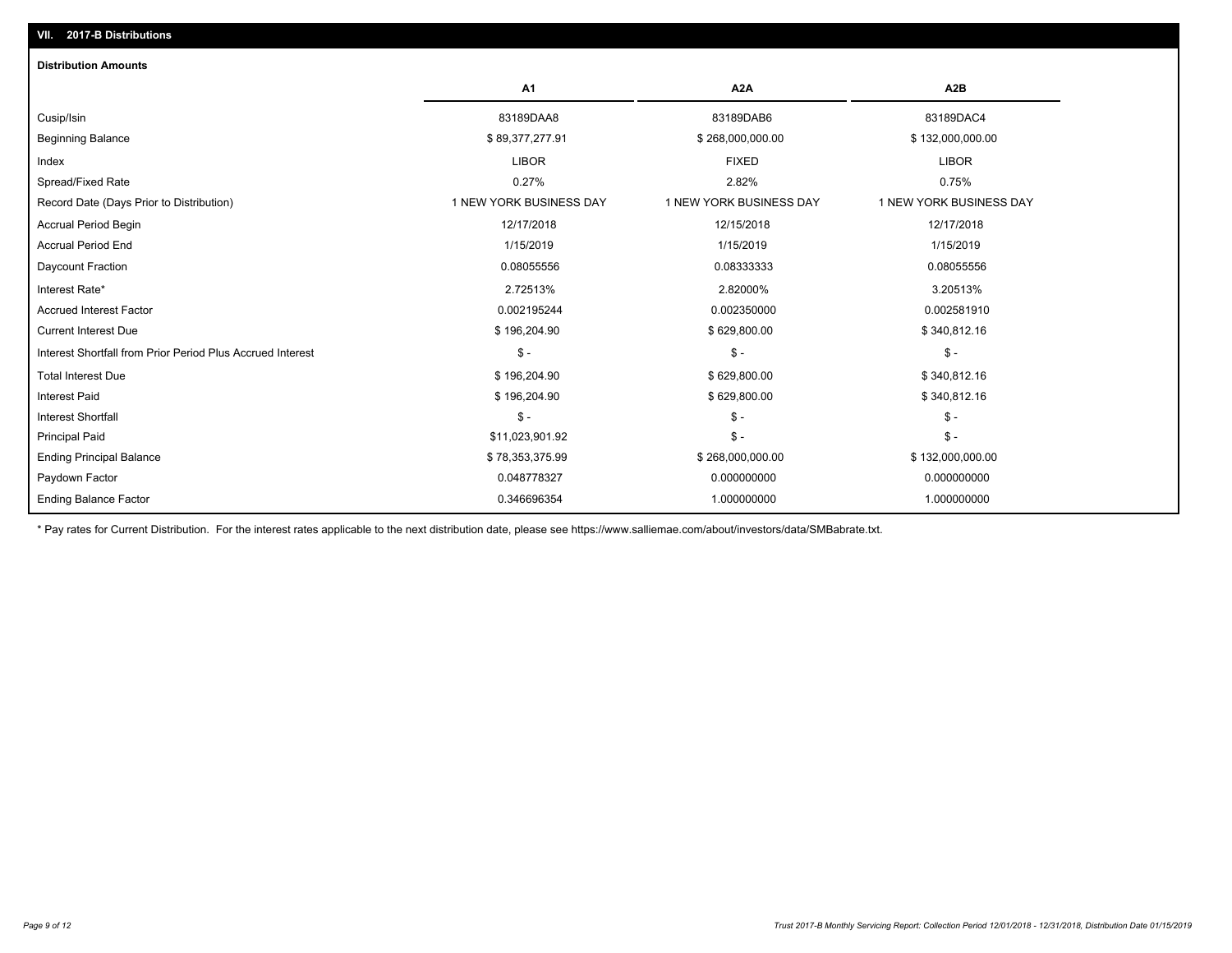## VII. 2017-B Distributions

### Distribution Amounts

| | A1 | A2A | A2B |
|---|---|---|---|
| Cusip/Isin | 83189DAA8 | 83189DAB6 | 83189DAC4 |
| Beginning Balance | $ 89,377,277.91 | $ 268,000,000.00 | $ 132,000,000.00 |
| Index | LIBOR | FIXED | LIBOR |
| Spread/Fixed Rate | 0.27% | 2.82% | 0.75% |
| Record Date (Days Prior to Distribution) | 1 NEW YORK BUSINESS DAY | 1 NEW YORK BUSINESS DAY | 1 NEW YORK BUSINESS DAY |
| Accrual Period Begin | 12/17/2018 | 12/15/2018 | 12/17/2018 |
| Accrual Period End | 1/15/2019 | 1/15/2019 | 1/15/2019 |
| Daycount Fraction | 0.08055556 | 0.08333333 | 0.08055556 |
| Interest Rate* | 2.72513% | 2.82000% | 3.20513% |
| Accrued Interest Factor | 0.002195244 | 0.002350000 | 0.002581910 |
| Current Interest Due | $ 196,204.90 | $ 629,800.00 | $ 340,812.16 |
| Interest Shortfall from Prior Period Plus Accrued Interest | $ - | $ - | $ - |
| Total Interest Due | $ 196,204.90 | $ 629,800.00 | $ 340,812.16 |
| Interest Paid | $ 196,204.90 | $ 629,800.00 | $ 340,812.16 |
| Interest Shortfall | $ - | $ - | $ - |
| Principal Paid | $11,023,901.92 | $ - | $ - |
| Ending Principal Balance | $ 78,353,375.99 | $ 268,000,000.00 | $ 132,000,000.00 |
| Paydown Factor | 0.048778327 | 0.000000000 | 0.000000000 |
| Ending Balance Factor | 0.346696354 | 1.000000000 | 1.000000000 |

* Pay rates for Current Distribution. For the interest rates applicable to the next distribution date, please see https://www.salliemae.com/about/investors/data/SMBabrate.txt.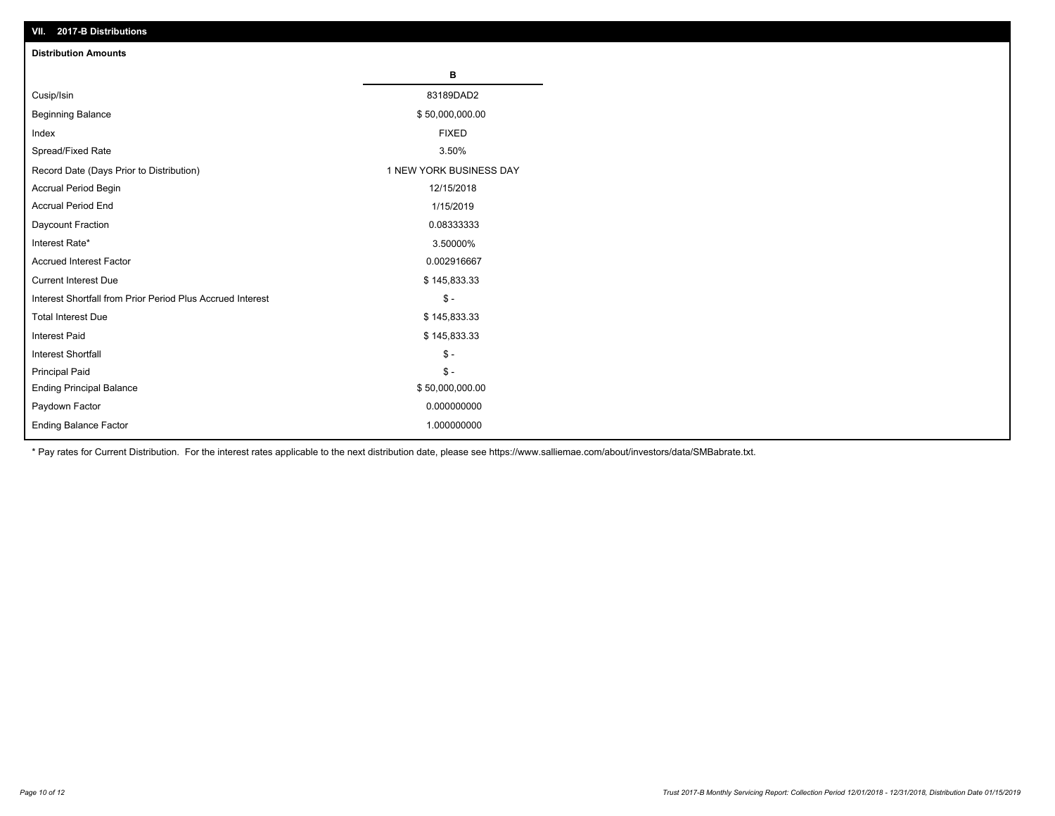## VII. 2017-B Distributions

### Distribution Amounts

| | B |
|---|---|
| Cusip/Isin | 83189DAD2 |
| Beginning Balance | $ 50,000,000.00 |
| Index | FIXED |
| Spread/Fixed Rate | 3.50% |
| Record Date (Days Prior to Distribution) | 1 NEW YORK BUSINESS DAY |
| Accrual Period Begin | 12/15/2018 |
| Accrual Period End | 1/15/2019 |
| Daycount Fraction | 0.08333333 |
| Interest Rate* | 3.50000% |
| Accrued Interest Factor | 0.002916667 |
| Current Interest Due | $ 145,833.33 |
| Interest Shortfall from Prior Period Plus Accrued Interest | $ - |
| Total Interest Due | $ 145,833.33 |
| Interest Paid | $ 145,833.33 |
| Interest Shortfall | $ - |
| Principal Paid | $ - |
| Ending Principal Balance | $ 50,000,000.00 |
| Paydown Factor | 0.000000000 |
| Ending Balance Factor | 1.000000000 |

* Pay rates for Current Distribution. For the interest rates applicable to the next distribution date, please see https://www.salliemae.com/about/investors/data/SMBabrate.txt.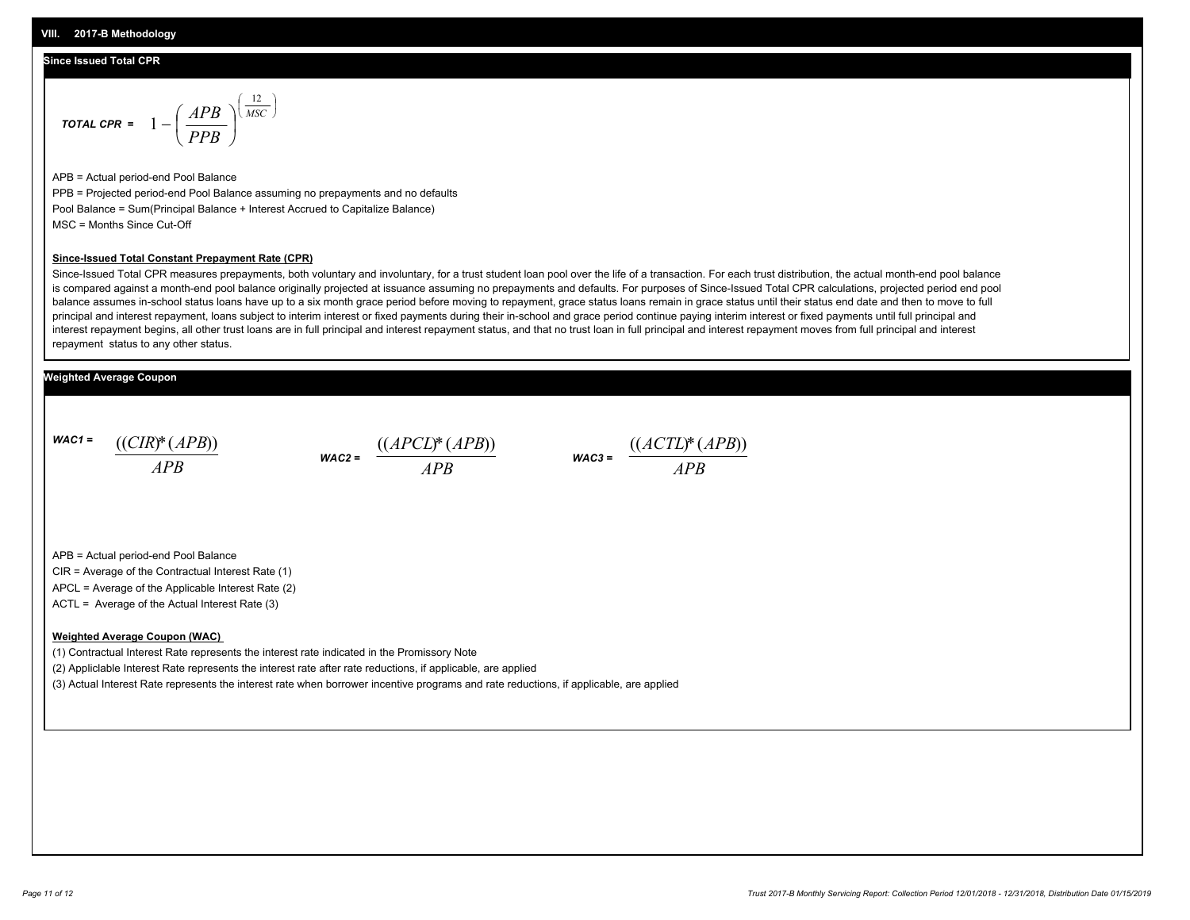## VIII. 2017-B Methodology

### Since Issued Total CPR

**TOTAL CPR =** $$1 - \left( \frac{APB}{PPB} \right)^{\left( \frac{12}{MSC} \right)}$$

APB = Actual period-end Pool Balance

PPB = Projected period-end Pool Balance assuming no prepayments and no defaults

Pool Balance = Sum(Principal Balance + Interest Accrued to Capitalize Balance)

MSC = Months Since Cut-Off

**Since-Issued Total Constant Prepayment Rate (CPR)**

Since-Issued Total CPR measures prepayments, both voluntary and involuntary, for a trust student loan pool over the life of a transaction. For each trust distribution, the actual month-end pool balance is compared against a month-end pool balance originally projected at issuance assuming no prepayments and defaults. For purposes of Since-Issued Total CPR calculations, projected period end pool balance assumes in-school status loans have up to a six month grace period before moving to repayment, grace status loans remain in grace status until their status end date and then to move to full principal and interest repayment, loans subject to interim interest or fixed payments during their in-school and grace period continue paying interim interest or fixed payments until full principal and interest repayment begins, all other trust loans are in full principal and interest repayment status, and that no trust loan in full principal and interest repayment moves from full principal and interest repayment status to any other status.

### Weighted Average Coupon

**WAC1 =** $$\frac{((CIR)*(APB))}{APB}$$

**WAC2 =** $$\frac{((APCL)*(APB))}{APB}$$

**WAC3 =** $$\frac{((ACTL)*(APB))}{APB}$$

APB = Actual period-end Pool Balance

CIR = Average of the Contractual Interest Rate (1)

APCL = Average of the Applicable Interest Rate (2)

ACTL = Average of the Actual Interest Rate (3)

**Weighted Average Coupon (WAC)**

(1) Contractual Interest Rate represents the interest rate indicated in the Promissory Note

(2) Appliclable Interest Rate represents the interest rate after rate reductions, if applicable, are applied

(3) Actual Interest Rate represents the interest rate when borrower incentive programs and rate reductions, if applicable, are applied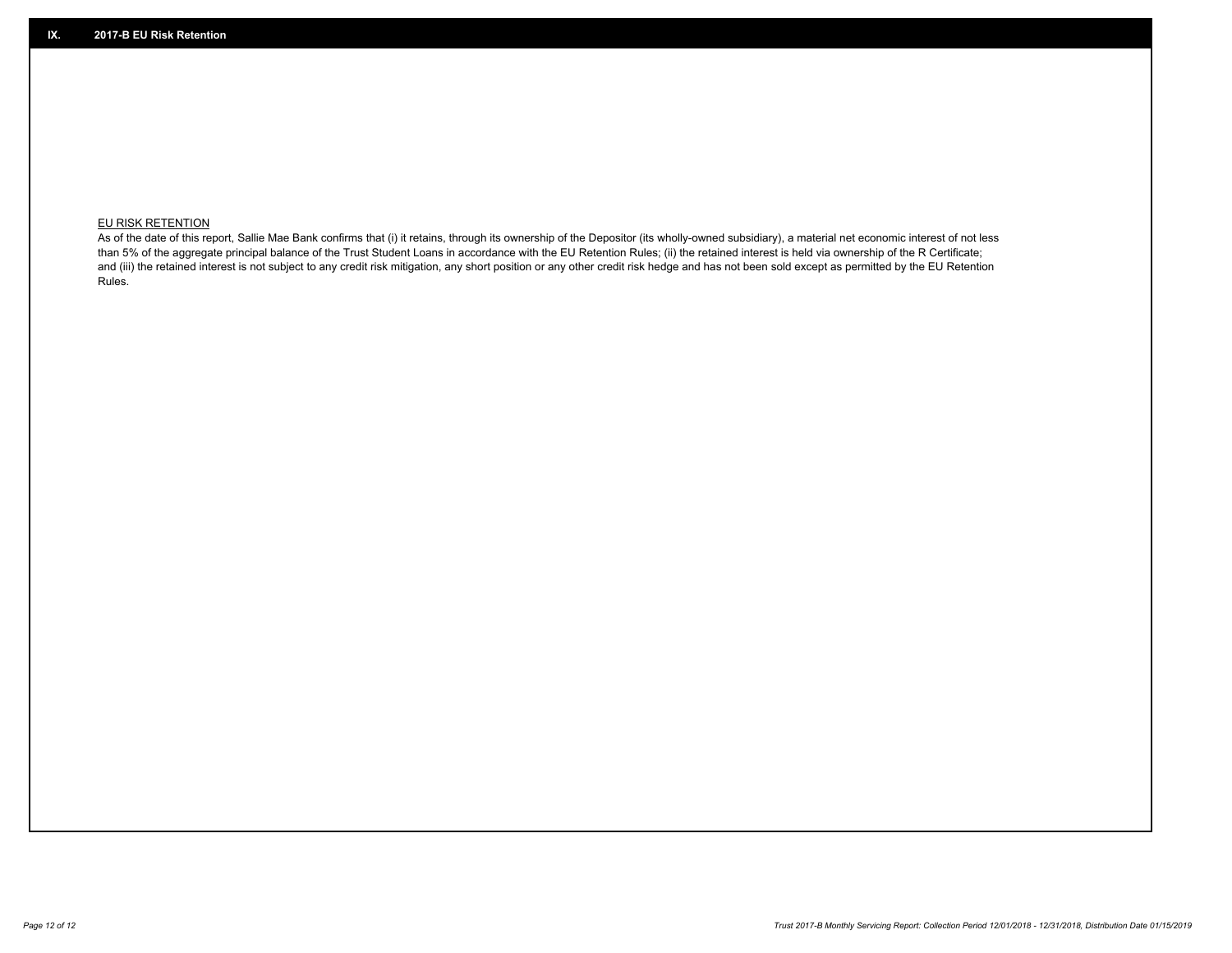## IX. 2017-B EU Risk Retention

EU RISK RETENTION

As of the date of this report, Sallie Mae Bank confirms that (i) it retains, through its ownership of the Depositor (its wholly-owned subsidiary), a material net economic interest of not less than 5% of the aggregate principal balance of the Trust Student Loans in accordance with the EU Retention Rules; (ii) the retained interest is held via ownership of the R Certificate; and (iii) the retained interest is not subject to any credit risk mitigation, any short position or any other credit risk hedge and has not been sold except as permitted by the EU Retention Rules.